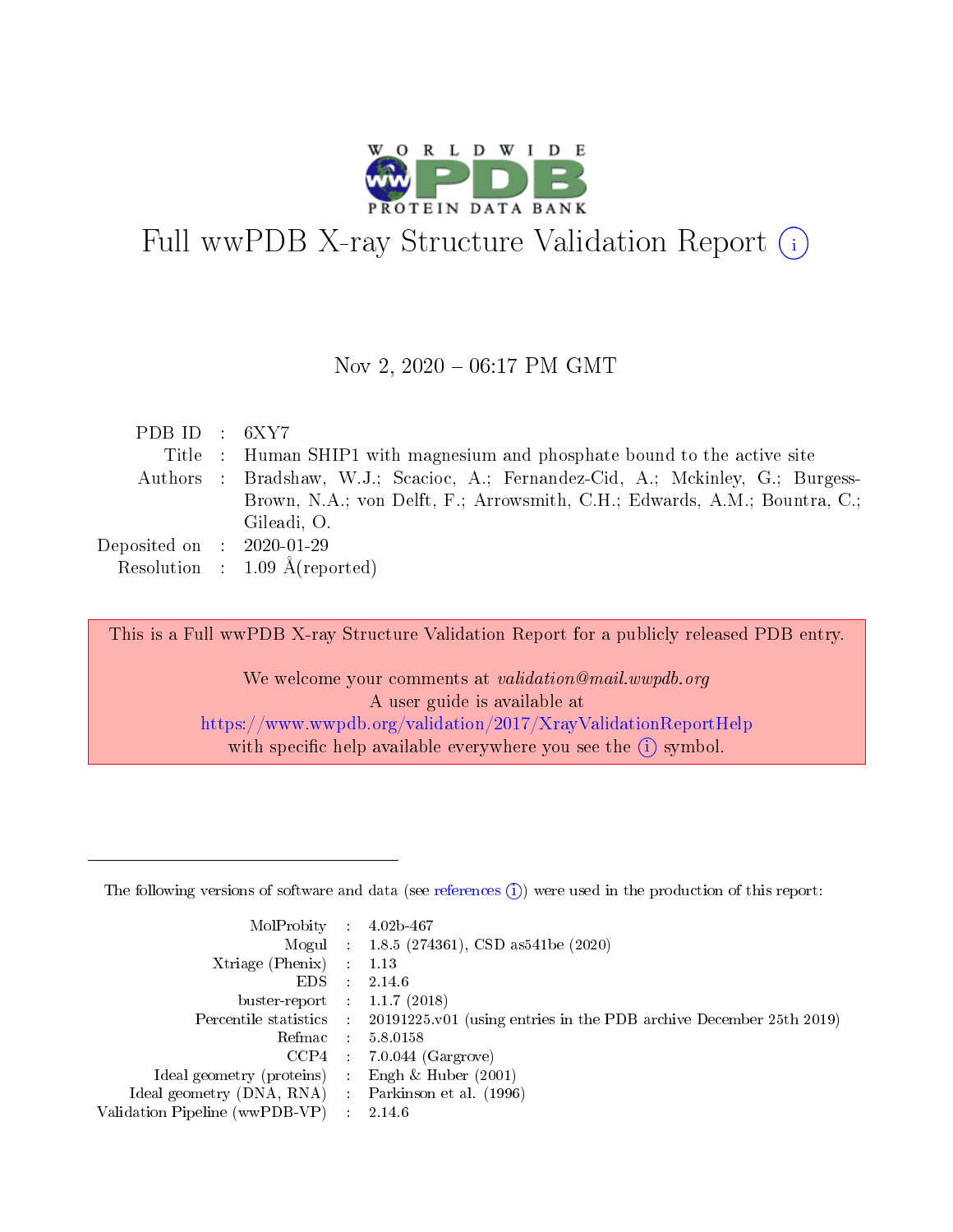# Full wwPDB X-ray Structure Validation Report (i)

Nov 2, 2020 – 06:17 PM GMT

| | | |
|---|---|---|
| PDB ID | : | 6XY7 |
| Title | : | Human SHIP1 with magnesium and phosphate bound to the active site |
| Authors | : | Bradshaw, W.J.; Scacioc, A.; Fernandez-Cid, A.; Mckinley, G.; Burgess-Brown, N.A.; von Delft, F.; Arrowsmith, C.H.; Edwards, A.M.; Bountra, C.; Gileadi, O. |
| Deposited on | : | 2020-01-29 |
| Resolution | : | 1.09 Å(reported) |

This is a Full wwPDB X-ray Structure Validation Report for a publicly released PDB entry.

We welcome your comments at *validation@mail.wwpdb.org*
A user guide is available at
https://www.wwpdb.org/validation/2017/XrayValidationReportHelp
with specific help available everywhere you see the (i) symbol.

---

The following versions of software and data (see references (i)) were used in the production of this report:

| | | |
|---|---|---|
| MolProbity | : | 4.02b-467 |
| Mogul | : | 1.8.5 (274361), CSD as541be (2020) |
| Xtriage (Phenix) | : | 1.13 |
| EDS | : | 2.14.6 |
| buster-report | : | 1.1.7 (2018) |
| Percentile statistics | : | 20191225.v01 (using entries in the PDB archive December 25th 2019) |
| Refmac | : | 5.8.0158 |
| CCP4 | : | 7.0.044 (Gargrove) |
| Ideal geometry (proteins) | : | Engh & Huber (2001) |
| Ideal geometry (DNA, RNA) | : | Parkinson et al. (1996) |
| Validation Pipeline (wwPDB-VP) | : | 2.14.6 |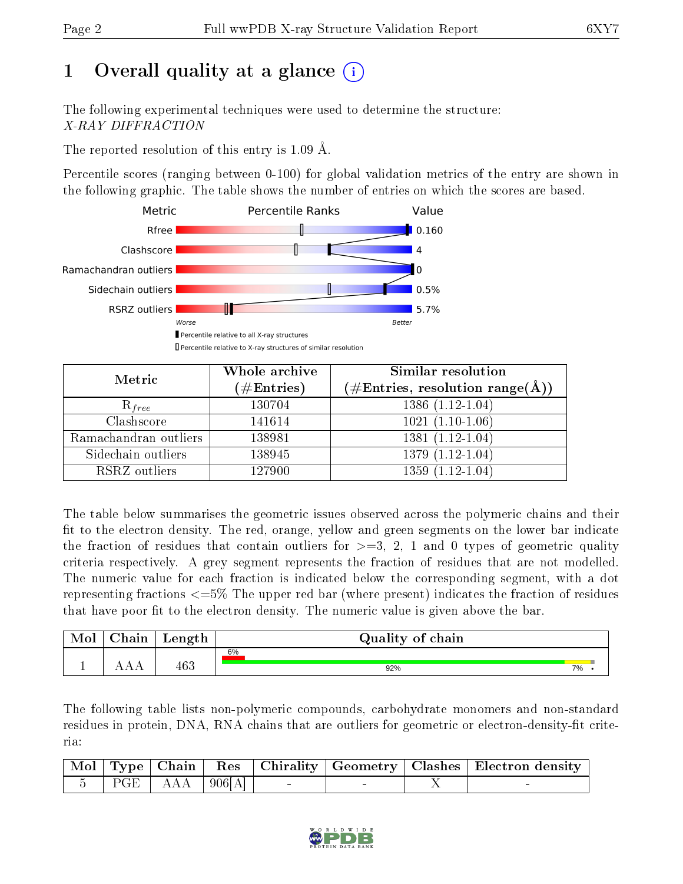# 1 Overall quality at a glance

The following experimental techniques were used to determine the structure:
*X-RAY DIFFRACTION*

The reported resolution of this entry is 1.09 Å.

Percentile scores (ranging between 0-100) for global validation metrics of the entry are shown in the following graphic. The table shows the number of entries on which the scores are based.

| Metric | Value |
|---|---|
| Rfree | 0.160 |
| Clashscore | 4 |
| Ramachandran outliers | 0 |
| Sidechain outliers | 0.5% |
| RSRZ outliers | 5.7% |

Worse — Better

▮ Percentile relative to all X-ray structures
▯ Percentile relative to X-ray structures of similar resolution

| Metric | Whole archive (#Entries) | Similar resolution (#Entries, resolution range(Å)) |
|---|---|---|
| $R_{free}$ | 130704 | 1386 (1.12-1.04) |
| Clashscore | 141614 | 1021 (1.10-1.06) |
| Ramachandran outliers | 138981 | 1381 (1.12-1.04) |
| Sidechain outliers | 138945 | 1379 (1.12-1.04) |
| RSRZ outliers | 127900 | 1359 (1.12-1.04) |

The table below summarises the geometric issues observed across the polymeric chains and their fit to the electron density. The red, orange, yellow and green segments on the lower bar indicate the fraction of residues that contain outliers for >=3, 2, 1 and 0 types of geometric quality criteria respectively. A grey segment represents the fraction of residues that are not modelled. The numeric value for each fraction is indicated below the corresponding segment, with a dot representing fractions <=5% The upper red bar (where present) indicates the fraction of residues that have poor fit to the electron density. The numeric value is given above the bar.

| Mol | Chain | Length | Quality of chain |
|---|---|---|---|
| 1 | AAA | 463 | 6% (poor fit); 92%, 7%, • |

The following table lists non-polymeric compounds, carbohydrate monomers and non-standard residues in protein, DNA, RNA chains that are outliers for geometric or electron-density-fit criteria:

| Mol | Type | Chain | Res | Chirality | Geometry | Clashes | Electron density |
|---|---|---|---|---|---|---|---|
| 5 | PGE | AAA | 906[A] | - | - | X | - |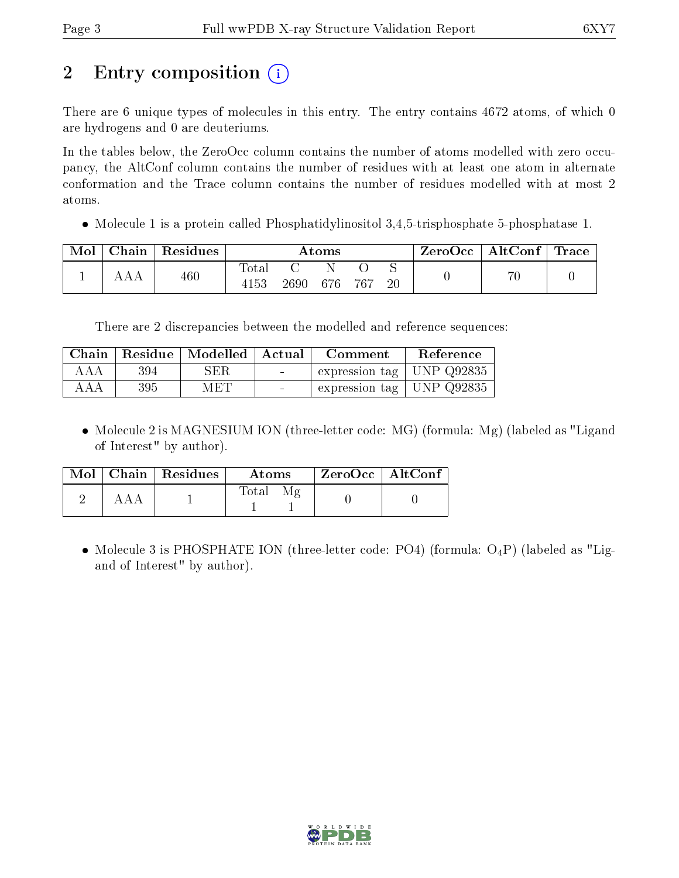# 2 Entry composition

There are 6 unique types of molecules in this entry. The entry contains 4672 atoms, of which 0 are hydrogens and 0 are deuteriums.

In the tables below, the ZeroOcc column contains the number of atoms modelled with zero occupancy, the AltConf column contains the number of residues with at least one atom in alternate conformation and the Trace column contains the number of residues modelled with at most 2 atoms.

- Molecule 1 is a protein called Phosphatidylinositol 3,4,5-trisphosphate 5-phosphatase 1.

| Mol | Chain | Residues | Atoms | | | | | ZeroOcc | AltConf | Trace |
|---|---|---|---|---|---|---|---|---|---|---|
| | | | Total | C | N | O | S | | | |
| 1 | AAA | 460 | 4153 | 2690 | 676 | 767 | 20 | 0 | 70 | 0 |

There are 2 discrepancies between the modelled and reference sequences:

| Chain | Residue | Modelled | Actual | Comment | Reference |
|---|---|---|---|---|---|
| AAA | 394 | SER | - | expression tag | UNP Q92835 |
| AAA | 395 | MET | - | expression tag | UNP Q92835 |

- Molecule 2 is MAGNESIUM ION (three-letter code: MG) (formula: Mg) (labeled as "Ligand of Interest" by author).

| Mol | Chain | Residues | Atoms | | ZeroOcc | AltConf |
|---|---|---|---|---|---|---|
| | | | Total | Mg | | |
| 2 | AAA | 1 | 1 | 1 | 0 | 0 |

- Molecule 3 is PHOSPHATE ION (three-letter code: PO4) (formula: $O_4P$) (labeled as "Ligand of Interest" by author).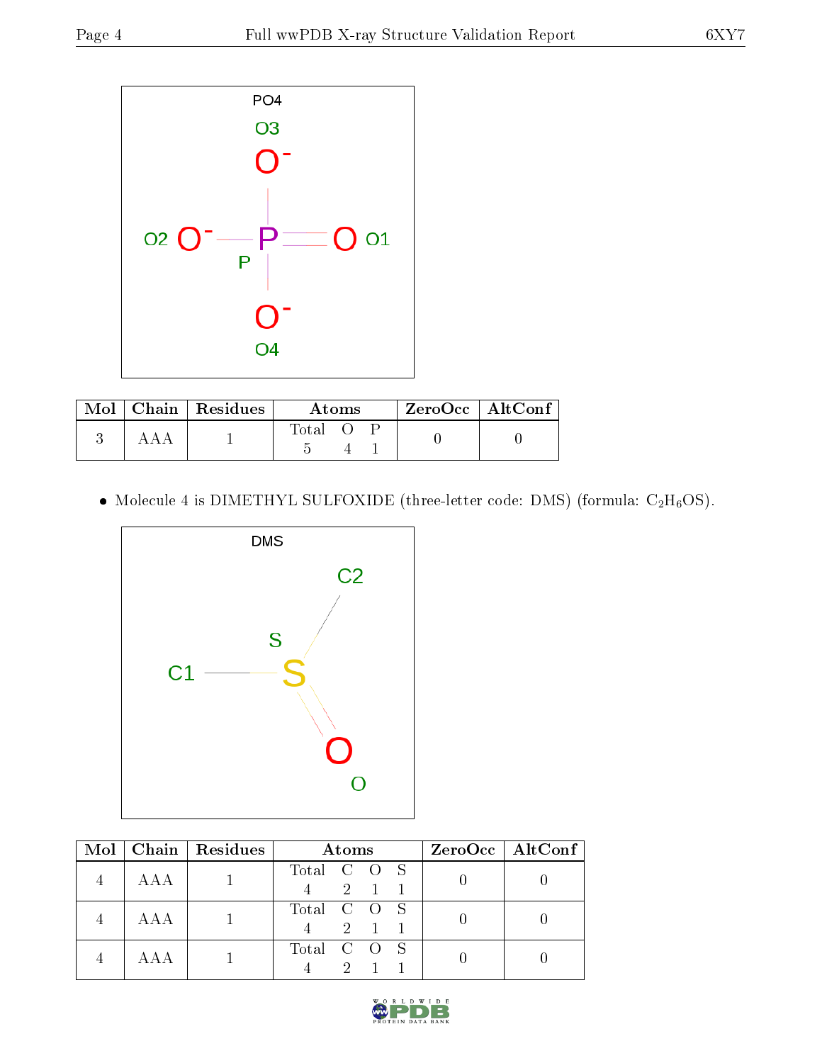| Mol | Chain | Residues | Atoms | | | ZeroOcc | AltConf |
|---|---|---|---|---|---|---|---|
| | | | Total | O | P | | |
| 3 | AAA | 1 | 5 | 4 | 1 | 0 | 0 |

- Molecule 4 is DIMETHYL SULFOXIDE (three-letter code: DMS) (formula: $C_2H_6OS$).

| Mol | Chain | Residues | Atoms | | | | ZeroOcc | AltConf |
|---|---|---|---|---|---|---|---|---|
| | | | Total | C | O | S | | |
| 4 | AAA | 1 | 4 | 2 | 1 | 1 | 0 | 0 |
| 4 | AAA | 1 | 4 | 2 | 1 | 1 | 0 | 0 |
| 4 | AAA | 1 | 4 | 2 | 1 | 1 | 0 | 0 |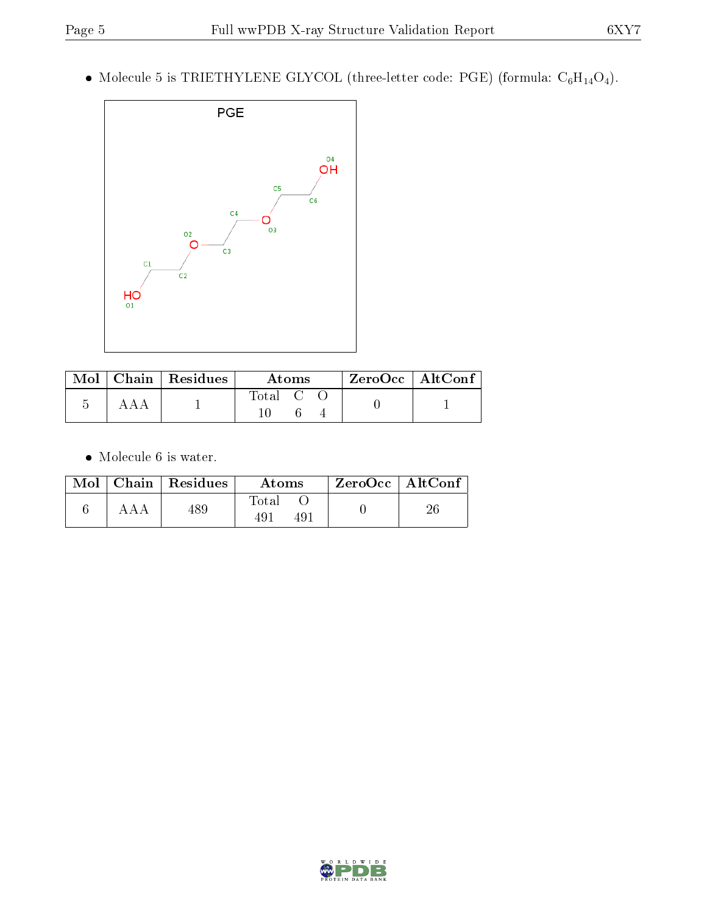- Molecule 5 is TRIETHYLENE GLYCOL (three-letter code: PGE) (formula: $C_6H_{14}O_4$).

| Mol | Chain | Residues | Atoms | | | ZeroOcc | AltConf |
|---|---|---|---|---|---|---|---|
| | | | Total | C | O | | |
| 5 | AAA | 1 | 10 | 6 | 4 | 0 | 1 |

- Molecule 6 is water.

| Mol | Chain | Residues | Atoms | | ZeroOcc | AltConf |
|---|---|---|---|---|---|---|
| | | | Total | O | | |
| 6 | AAA | 489 | 491 | 491 | 0 | 26 |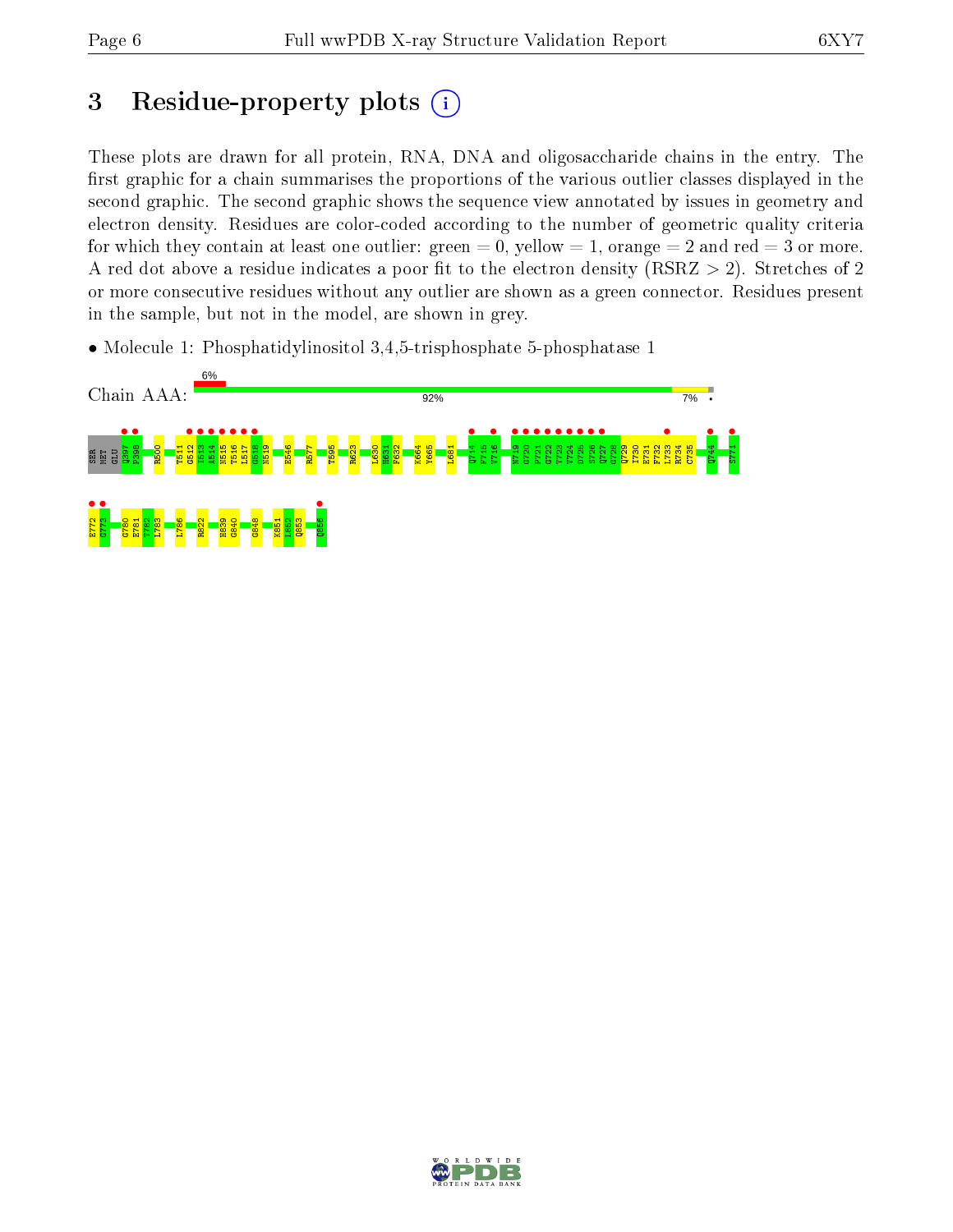# 3 Residue-property plots

These plots are drawn for all protein, RNA, DNA and oligosaccharide chains in the entry. The first graphic for a chain summarises the proportions of the various outlier classes displayed in the second graphic. The second graphic shows the sequence view annotated by issues in geometry and electron density. Residues are color-coded according to the number of geometric quality criteria for which they contain at least one outlier: green = 0, yellow = 1, orange = 2 and red = 3 or more. A red dot above a residue indicates a poor fit to the electron density (RSRZ > 2). Stretches of 2 or more consecutive residues without any outlier are shown as a green connector. Residues present in the sample, but not in the model, are shown in grey.

- Molecule 1: Phosphatidylinositol 3,4,5-trisphosphate 5-phosphatase 1

Chain AAA: 6% | 92% | 7% | •

SER MET GLU Q397 P398 R500 T511 G512 I513 A514 N515 T516 L517 G518 N519 E546 R577 T595 R623 L630 H631 F632 K664 Y665 L681 Q714 F715 V716 N719 G720 P721 G722 T723 V724 D725 S726 Q727 G728 Q729 I730 E731 F732 L733 R734 C735 Q744 S771 E772 G773 G780 E781 T782 L783 I786 R822 H839 G840 G848 K851 L852 Q853 Q856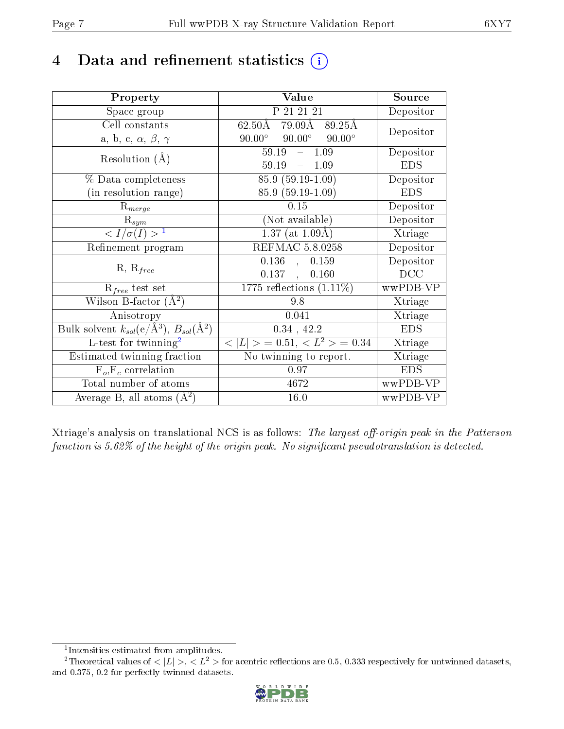# 4 Data and refinement statistics (i)

| Property | Value | Source |
|---|---|---|
| Space group | P 21 21 21 | Depositor |
| Cell constants<br>a, b, c, $\alpha$, $\beta$, $\gamma$ | 62.50Å 79.09Å 89.25Å<br>90.00° 90.00° 90.00° | Depositor |
| Resolution (Å) | 59.19 – 1.09<br>59.19 – 1.09 | Depositor<br>EDS |
| % Data completeness<br>(in resolution range) | 85.9 (59.19-1.09)<br>85.9 (59.19-1.09) | Depositor<br>EDS |
| $R_{merge}$ | 0.15 | Depositor |
| $R_{sym}$ | (Not available) | Depositor |
| $< I/\sigma(I) >$ [1] | 1.37 (at 1.09Å) | Xtriage |
| Refinement program | REFMAC 5.8.0258 | Depositor |
| R, $R_{free}$ | 0.136 , 0.159<br>0.137 , 0.160 | Depositor<br>DCC |
| $R_{free}$ test set | 1775 reflections (1.11%) | wwPDB-VP |
| Wilson B-factor (Å$^2$) | 9.8 | Xtriage |
| Anisotropy | 0.041 | Xtriage |
| Bulk solvent $k_{sol}$(e/Å$^3$), $B_{sol}$(Å$^2$) | 0.34 , 42.2 | EDS |
| L-test for twinning[2] | $< \|L\| >$ = 0.51, $< L^2 >$ = 0.34 | Xtriage |
| Estimated twinning fraction | No twinning to report. | Xtriage |
| $F_o$,$F_c$ correlation | 0.97 | EDS |
| Total number of atoms | 4672 | wwPDB-VP |
| Average B, all atoms (Å$^2$) | 16.0 | wwPDB-VP |

Xtriage's analysis on translational NCS is as follows: *The largest off-origin peak in the Patterson function is 5.62% of the height of the origin peak. No significant pseudotranslation is detected.*

[1] Intensities estimated from amplitudes.

[2] Theoretical values of $< |L| >$, $< L^2 >$ for acentric reflections are 0.5, 0.333 respectively for untwinned datasets, and 0.375, 0.2 for perfectly twinned datasets.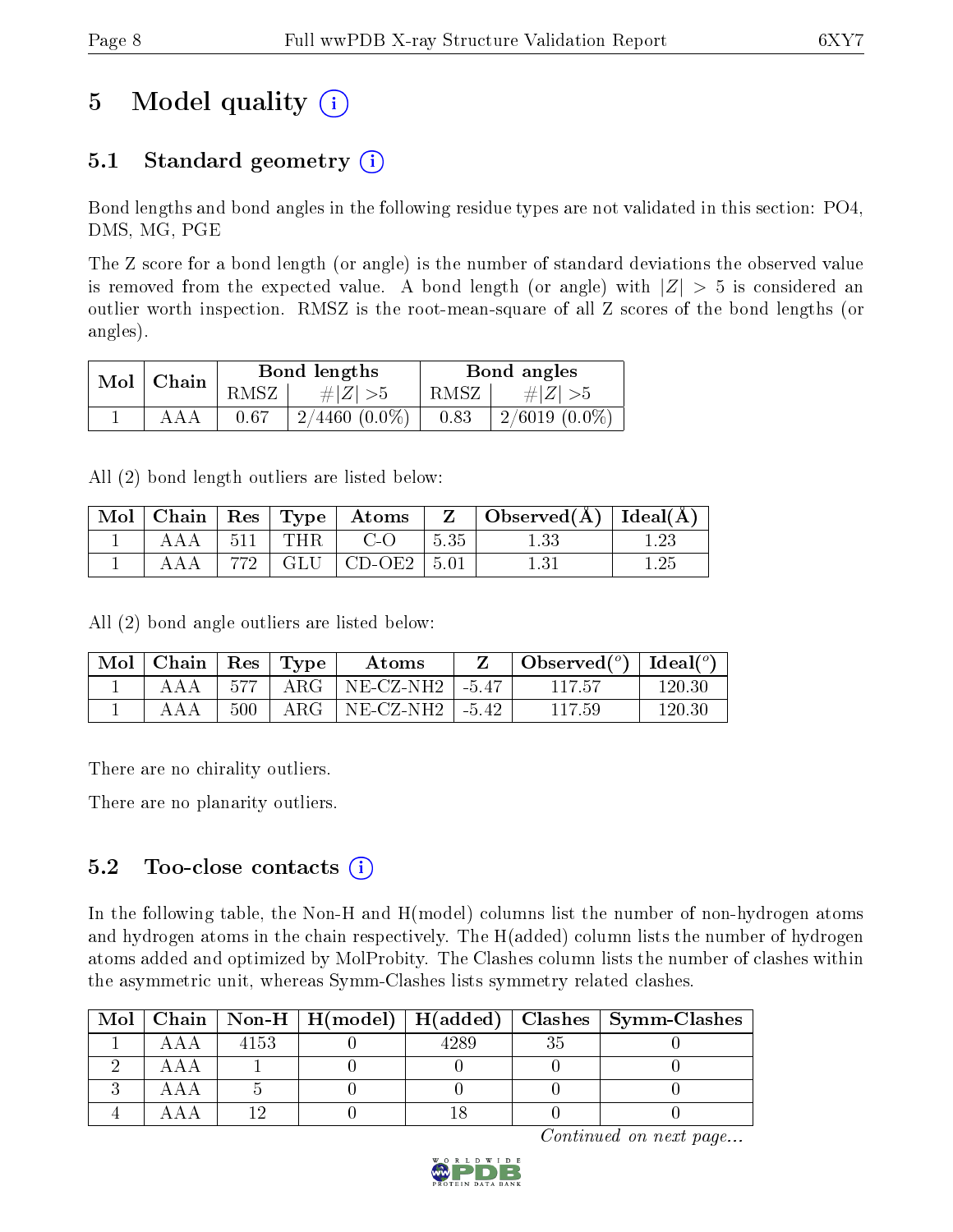# 5 Model quality (i)

## 5.1 Standard geometry (i)

Bond lengths and bond angles in the following residue types are not validated in this section: PO4, DMS, MG, PGE

The Z score for a bond length (or angle) is the number of standard deviations the observed value is removed from the expected value. A bond length (or angle) with $|Z| > 5$ is considered an outlier worth inspection. RMSZ is the root-mean-square of all Z scores of the bond lengths (or angles).

| Mol | Chain | Bond lengths | | Bond angles | |
|---|---|---|---|---|---|
| | | RMSZ | #$\|Z\|$ >5 | RMSZ | #$\|Z\|$ >5 |
| 1 | AAA | 0.67 | 2/4460 (0.0%) | 0.83 | 2/6019 (0.0%) |

All (2) bond length outliers are listed below:

| Mol | Chain | Res | Type | Atoms | Z | Observed(Å) | Ideal(Å) |
|---|---|---|---|---|---|---|---|
| 1 | AAA | 511 | THR | C-O | 5.35 | 1.33 | 1.23 |
| 1 | AAA | 772 | GLU | CD-OE2 | 5.01 | 1.31 | 1.25 |

All (2) bond angle outliers are listed below:

| Mol | Chain | Res | Type | Atoms | Z | Observed($^o$) | Ideal($^o$) |
|---|---|---|---|---|---|---|---|
| 1 | AAA | 577 | ARG | NE-CZ-NH2 | -5.47 | 117.57 | 120.30 |
| 1 | AAA | 500 | ARG | NE-CZ-NH2 | -5.42 | 117.59 | 120.30 |

There are no chirality outliers.

There are no planarity outliers.

## 5.2 Too-close contacts (i)

In the following table, the Non-H and H(model) columns list the number of non-hydrogen atoms and hydrogen atoms in the chain respectively. The H(added) column lists the number of hydrogen atoms added and optimized by MolProbity. The Clashes column lists the number of clashes within the asymmetric unit, whereas Symm-Clashes lists symmetry related clashes.

| Mol | Chain | Non-H | H(model) | H(added) | Clashes | Symm-Clashes |
|---|---|---|---|---|---|---|
| 1 | AAA | 4153 | 0 | 4289 | 35 | 0 |
| 2 | AAA | 1 | 0 | 0 | 0 | 0 |
| 3 | AAA | 5 | 0 | 0 | 0 | 0 |
| 4 | AAA | 12 | 0 | 18 | 0 | 0 |

*Continued on next page...*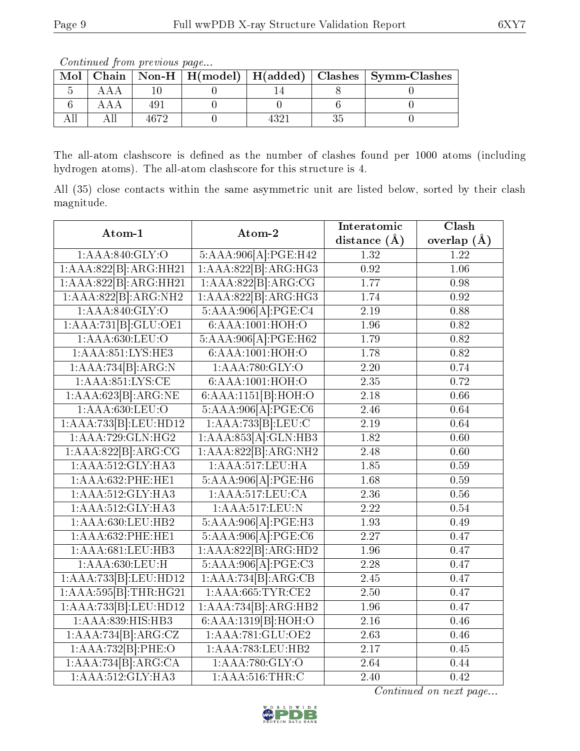*Continued from previous page...*

| Mol | Chain | Non-H | H(model) | H(added) | Clashes | Symm-Clashes |
|---|---|---|---|---|---|---|
| 5 | AAA | 10 | 0 | 14 | 8 | 0 |
| 6 | AAA | 491 | 0 | 0 | 6 | 0 |
| All | All | 4672 | 0 | 4321 | 35 | 0 |

The all-atom clashscore is defined as the number of clashes found per 1000 atoms (including hydrogen atoms). The all-atom clashscore for this structure is 4.

All (35) close contacts within the same asymmetric unit are listed below, sorted by their clash magnitude.

| Atom-1 | Atom-2 | Interatomic distance (Å) | Clash overlap (Å) |
|---|---|---|---|
| 1:AAA:840:GLY:O | 5:AAA:906[A]:PGE:H42 | 1.32 | 1.22 |
| 1:AAA:822[B]:ARG:HH21 | 1:AAA:822[B]:ARG:HG3 | 0.92 | 1.06 |
| 1:AAA:822[B]:ARG:HH21 | 1:AAA:822[B]:ARG:CG | 1.77 | 0.98 |
| 1:AAA:822[B]:ARG:NH2 | 1:AAA:822[B]:ARG:HG3 | 1.74 | 0.92 |
| 1:AAA:840:GLY:O | 5:AAA:906[A]:PGE:C4 | 2.19 | 0.88 |
| 1:AAA:731[B]:GLU:OE1 | 6:AAA:1001:HOH:O | 1.96 | 0.82 |
| 1:AAA:630:LEU:O | 5:AAA:906[A]:PGE:H62 | 1.79 | 0.82 |
| 1:AAA:851:LYS:HE3 | 6:AAA:1001:HOH:O | 1.78 | 0.82 |
| 1:AAA:734[B]:ARG:N | 1:AAA:780:GLY:O | 2.20 | 0.74 |
| 1:AAA:851:LYS:CE | 6:AAA:1001:HOH:O | 2.35 | 0.72 |
| 1:AAA:623[B]:ARG:NE | 6:AAA:1151[B]:HOH:O | 2.18 | 0.66 |
| 1:AAA:630:LEU:O | 5:AAA:906[A]:PGE:C6 | 2.46 | 0.64 |
| 1:AAA:733[B]:LEU:HD12 | 1:AAA:733[B]:LEU:C | 2.19 | 0.64 |
| 1:AAA:729:GLN:HG2 | 1:AAA:853[A]:GLN:HB3 | 1.82 | 0.60 |
| 1:AAA:822[B]:ARG:CG | 1:AAA:822[B]:ARG:NH2 | 2.48 | 0.60 |
| 1:AAA:512:GLY:HA3 | 1:AAA:517:LEU:HA | 1.85 | 0.59 |
| 1:AAA:632:PHE:HE1 | 5:AAA:906[A]:PGE:H6 | 1.68 | 0.59 |
| 1:AAA:512:GLY:HA3 | 1:AAA:517:LEU:CA | 2.36 | 0.56 |
| 1:AAA:512:GLY:HA3 | 1:AAA:517:LEU:N | 2.22 | 0.54 |
| 1:AAA:630:LEU:HB2 | 5:AAA:906[A]:PGE:H3 | 1.93 | 0.49 |
| 1:AAA:632:PHE:HE1 | 5:AAA:906[A]:PGE:C6 | 2.27 | 0.47 |
| 1:AAA:681:LEU:HB3 | 1:AAA:822[B]:ARG:HD2 | 1.96 | 0.47 |
| 1:AAA:630:LEU:H | 5:AAA:906[A]:PGE:C3 | 2.28 | 0.47 |
| 1:AAA:733[B]:LEU:HD12 | 1:AAA:734[B]:ARG:CB | 2.45 | 0.47 |
| 1:AAA:595[B]:THR:HG21 | 1:AAA:665:TYR:CE2 | 2.50 | 0.47 |
| 1:AAA:733[B]:LEU:HD12 | 1:AAA:734[B]:ARG:HB2 | 1.96 | 0.47 |
| 1:AAA:839:HIS:HB3 | 6:AAA:1319[B]:HOH:O | 2.16 | 0.46 |
| 1:AAA:734[B]:ARG:CZ | 1:AAA:781:GLU:OE2 | 2.63 | 0.46 |
| 1:AAA:732[B]:PHE:O | 1:AAA:783:LEU:HB2 | 2.17 | 0.45 |
| 1:AAA:734[B]:ARG:CA | 1:AAA:780:GLY:O | 2.64 | 0.44 |
| 1:AAA:512:GLY:HA3 | 1:AAA:516:THR:C | 2.40 | 0.42 |

*Continued on next page...*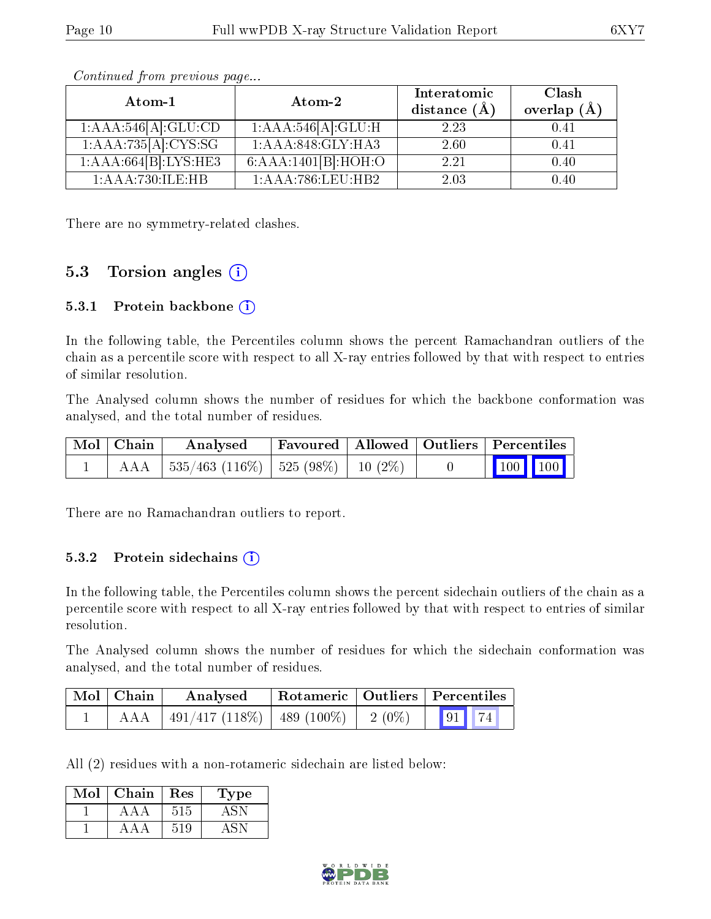*Continued from previous page...*

| Atom-1 | Atom-2 | Interatomic distance (Å) | Clash overlap (Å) |
|---|---|---|---|
| 1:AAA:546[A]:GLU:CD | 1:AAA:546[A]:GLU:H | 2.23 | 0.41 |
| 1:AAA:735[A]:CYS:SG | 1:AAA:848:GLY:HA3 | 2.60 | 0.41 |
| 1:AAA:664[B]:LYS:HE3 | 6:AAA:1401[B]:HOH:O | 2.21 | 0.40 |
| 1:AAA:730:ILE:HB | 1:AAA:786:LEU:HB2 | 2.03 | 0.40 |

There are no symmetry-related clashes.

## 5.3 Torsion angles

### 5.3.1 Protein backbone

In the following table, the Percentiles column shows the percent Ramachandran outliers of the chain as a percentile score with respect to all X-ray entries followed by that with respect to entries of similar resolution.

The Analysed column shows the number of residues for which the backbone conformation was analysed, and the total number of residues.

| Mol | Chain | Analysed | Favoured | Allowed | Outliers | Percentiles |
|---|---|---|---|---|---|---|
| 1 | AAA | 535/463 (116%) | 525 (98%) | 10 (2%) | 0 | 100 100 |

There are no Ramachandran outliers to report.

### 5.3.2 Protein sidechains

In the following table, the Percentiles column shows the percent sidechain outliers of the chain as a percentile score with respect to all X-ray entries followed by that with respect to entries of similar resolution.

The Analysed column shows the number of residues for which the sidechain conformation was analysed, and the total number of residues.

| Mol | Chain | Analysed | Rotameric | Outliers | Percentiles |
|---|---|---|---|---|---|
| 1 | AAA | 491/417 (118%) | 489 (100%) | 2 (0%) | 91 74 |

All (2) residues with a non-rotameric sidechain are listed below:

| Mol | Chain | Res | Type |
|---|---|---|---|
| 1 | AAA | 515 | ASN |
| 1 | AAA | 519 | ASN |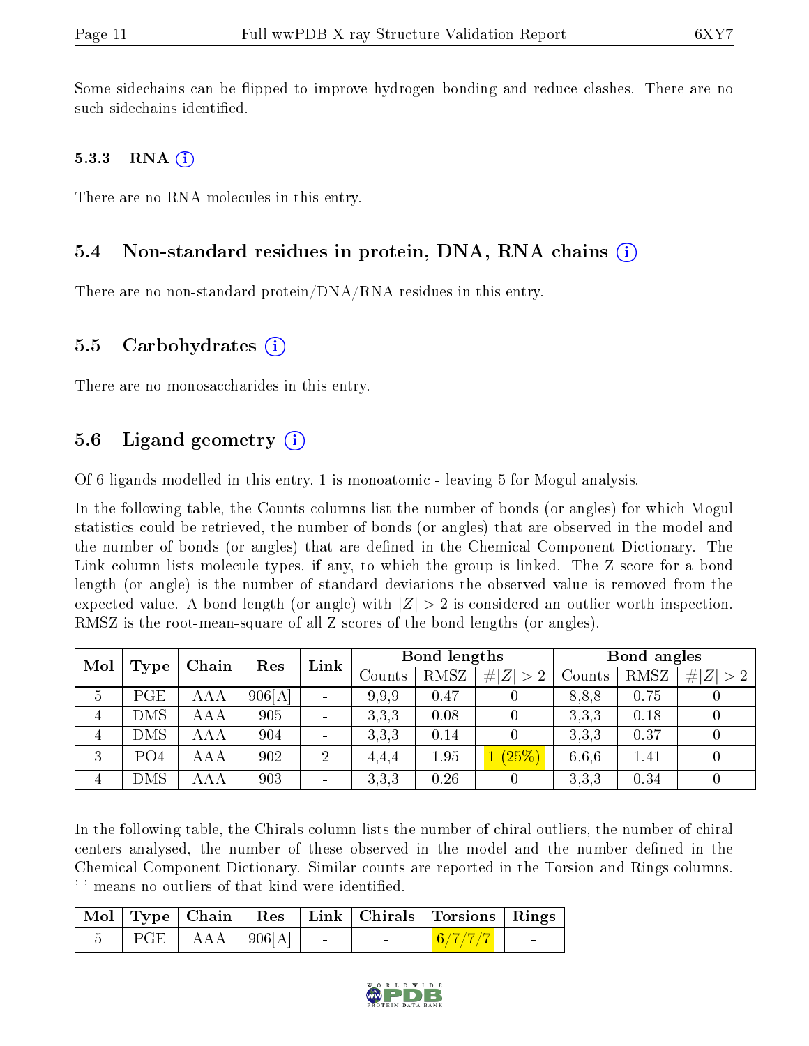Some sidechains can be flipped to improve hydrogen bonding and reduce clashes. There are no such sidechains identified.

### 5.3.3 RNA

There are no RNA molecules in this entry.

## 5.4 Non-standard residues in protein, DNA, RNA chains

There are no non-standard protein/DNA/RNA residues in this entry.

## 5.5 Carbohydrates

There are no monosaccharides in this entry.

## 5.6 Ligand geometry

Of 6 ligands modelled in this entry, 1 is monoatomic - leaving 5 for Mogul analysis.

In the following table, the Counts columns list the number of bonds (or angles) for which Mogul statistics could be retrieved, the number of bonds (or angles) that are observed in the model and the number of bonds (or angles) that are defined in the Chemical Component Dictionary. The Link column lists molecule types, if any, to which the group is linked. The Z score for a bond length (or angle) is the number of standard deviations the observed value is removed from the expected value. A bond length (or angle) with $|Z| > 2$ is considered an outlier worth inspection. RMSZ is the root-mean-square of all Z scores of the bond lengths (or angles).

| Mol | Type | Chain | Res | Link | Bond lengths | | | Bond angles | | |
|---|---|---|---|---|---|---|---|---|---|---|
| | | | | | Counts | RMSZ | #\|Z\| > 2 | Counts | RMSZ | #\|Z\| > 2 |
| 5 | PGE | AAA | 906[A] | - | 9,9,9 | 0.47 | 0 | 8,8,8 | 0.75 | 0 |
| 4 | DMS | AAA | 905 | - | 3,3,3 | 0.08 | 0 | 3,3,3 | 0.18 | 0 |
| 4 | DMS | AAA | 904 | - | 3,3,3 | 0.14 | 0 | 3,3,3 | 0.37 | 0 |
| 3 | PO4 | AAA | 902 | 2 | 4,4,4 | 1.95 | 1 (25%) | 6,6,6 | 1.41 | 0 |
| 4 | DMS | AAA | 903 | - | 3,3,3 | 0.26 | 0 | 3,3,3 | 0.34 | 0 |

In the following table, the Chirals column lists the number of chiral outliers, the number of chiral centers analysed, the number of these observed in the model and the number defined in the Chemical Component Dictionary. Similar counts are reported in the Torsion and Rings columns. '-' means no outliers of that kind were identified.

| Mol | Type | Chain | Res | Link | Chirals | Torsions | Rings |
|---|---|---|---|---|---|---|---|
| 5 | PGE | AAA | 906[A] | - | - | 6/7/7/7 | - |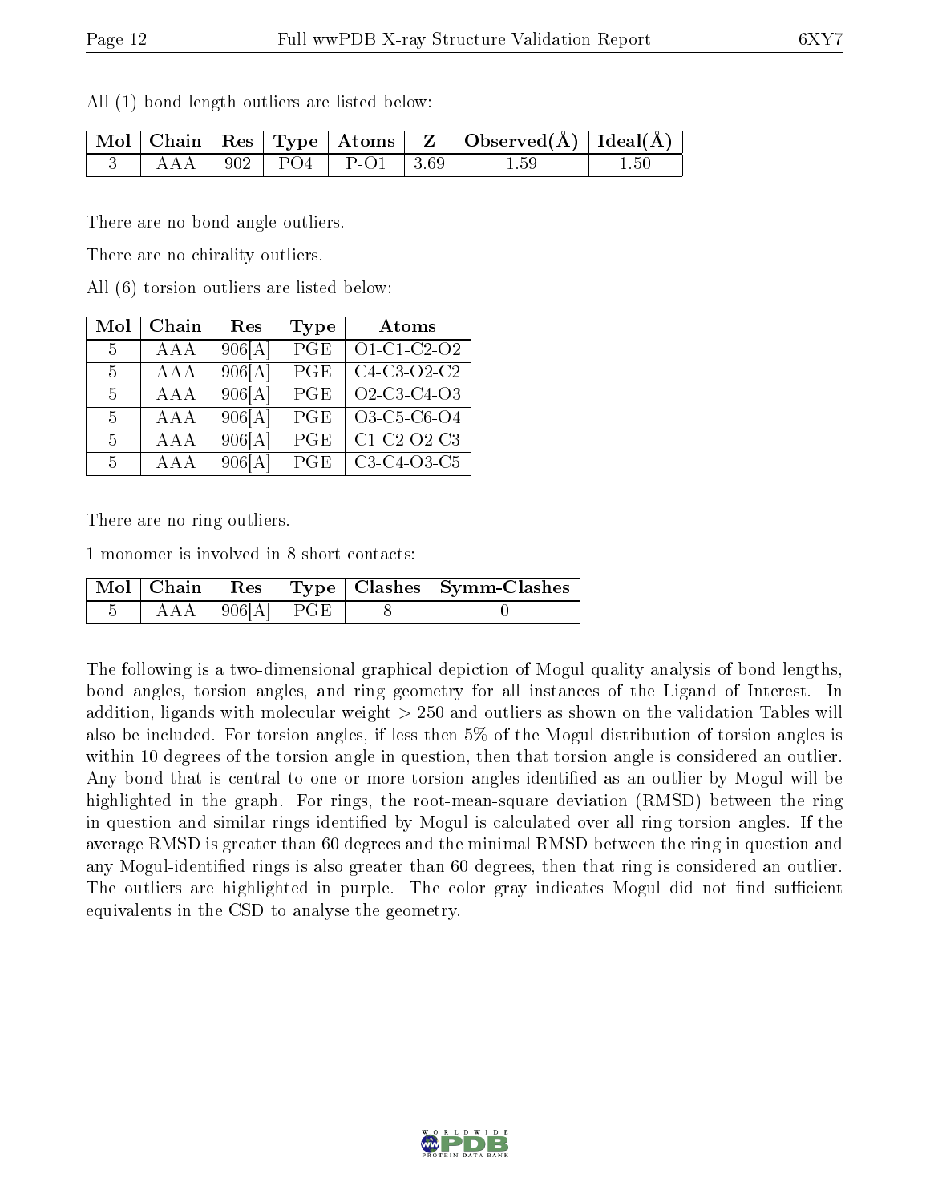All (1) bond length outliers are listed below:

| Mol | Chain | Res | Type | Atoms | Z | Observed(Å) | Ideal(Å) |
|---|---|---|---|---|---|---|---|
| 3 | AAA | 902 | PO4 | P-O1 | 3.69 | 1.59 | 1.50 |

There are no bond angle outliers.

There are no chirality outliers.

All (6) torsion outliers are listed below:

| Mol | Chain | Res | Type | Atoms |
|---|---|---|---|---|
| 5 | AAA | 906[A] | PGE | O1-C1-C2-O2 |
| 5 | AAA | 906[A] | PGE | C4-C3-O2-C2 |
| 5 | AAA | 906[A] | PGE | O2-C3-C4-O3 |
| 5 | AAA | 906[A] | PGE | O3-C5-C6-O4 |
| 5 | AAA | 906[A] | PGE | C1-C2-O2-C3 |
| 5 | AAA | 906[A] | PGE | C3-C4-O3-C5 |

There are no ring outliers.

1 monomer is involved in 8 short contacts:

| Mol | Chain | Res | Type | Clashes | Symm-Clashes |
|---|---|---|---|---|---|
| 5 | AAA | 906[A] | PGE | 8 | 0 |

The following is a two-dimensional graphical depiction of Mogul quality analysis of bond lengths, bond angles, torsion angles, and ring geometry for all instances of the Ligand of Interest. In addition, ligands with molecular weight > 250 and outliers as shown on the validation Tables will also be included. For torsion angles, if less then 5% of the Mogul distribution of torsion angles is within 10 degrees of the torsion angle in question, then that torsion angle is considered an outlier. Any bond that is central to one or more torsion angles identified as an outlier by Mogul will be highlighted in the graph. For rings, the root-mean-square deviation (RMSD) between the ring in question and similar rings identified by Mogul is calculated over all ring torsion angles. If the average RMSD is greater than 60 degrees and the minimal RMSD between the ring in question and any Mogul-identified rings is also greater than 60 degrees, then that ring is considered an outlier. The outliers are highlighted in purple. The color gray indicates Mogul did not find sufficient equivalents in the CSD to analyse the geometry.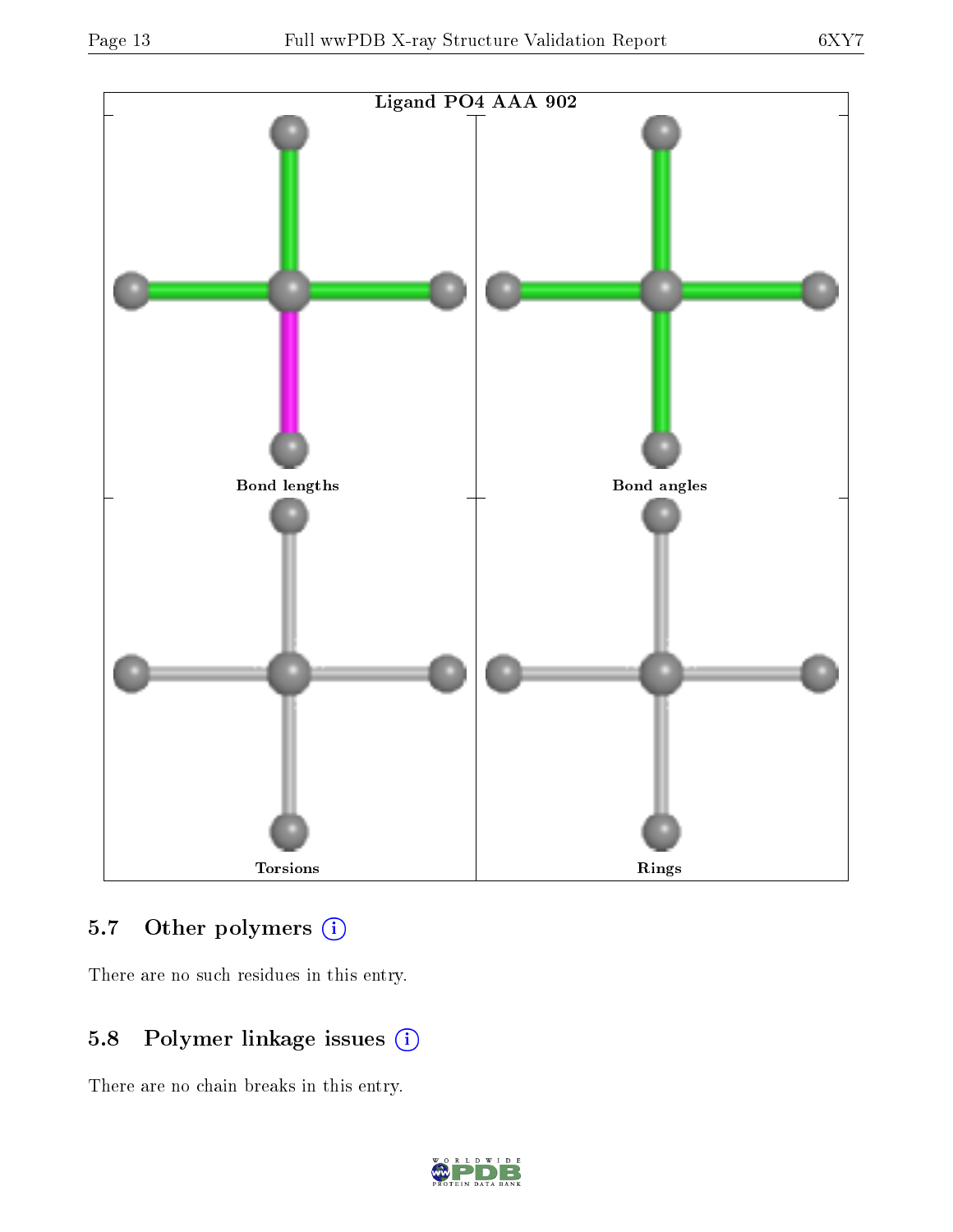Ligand PO4 AAA 902

Bond lengths

Bond angles

Torsions

Rings

## 5.7 Other polymers

There are no such residues in this entry.

## 5.8 Polymer linkage issues

There are no chain breaks in this entry.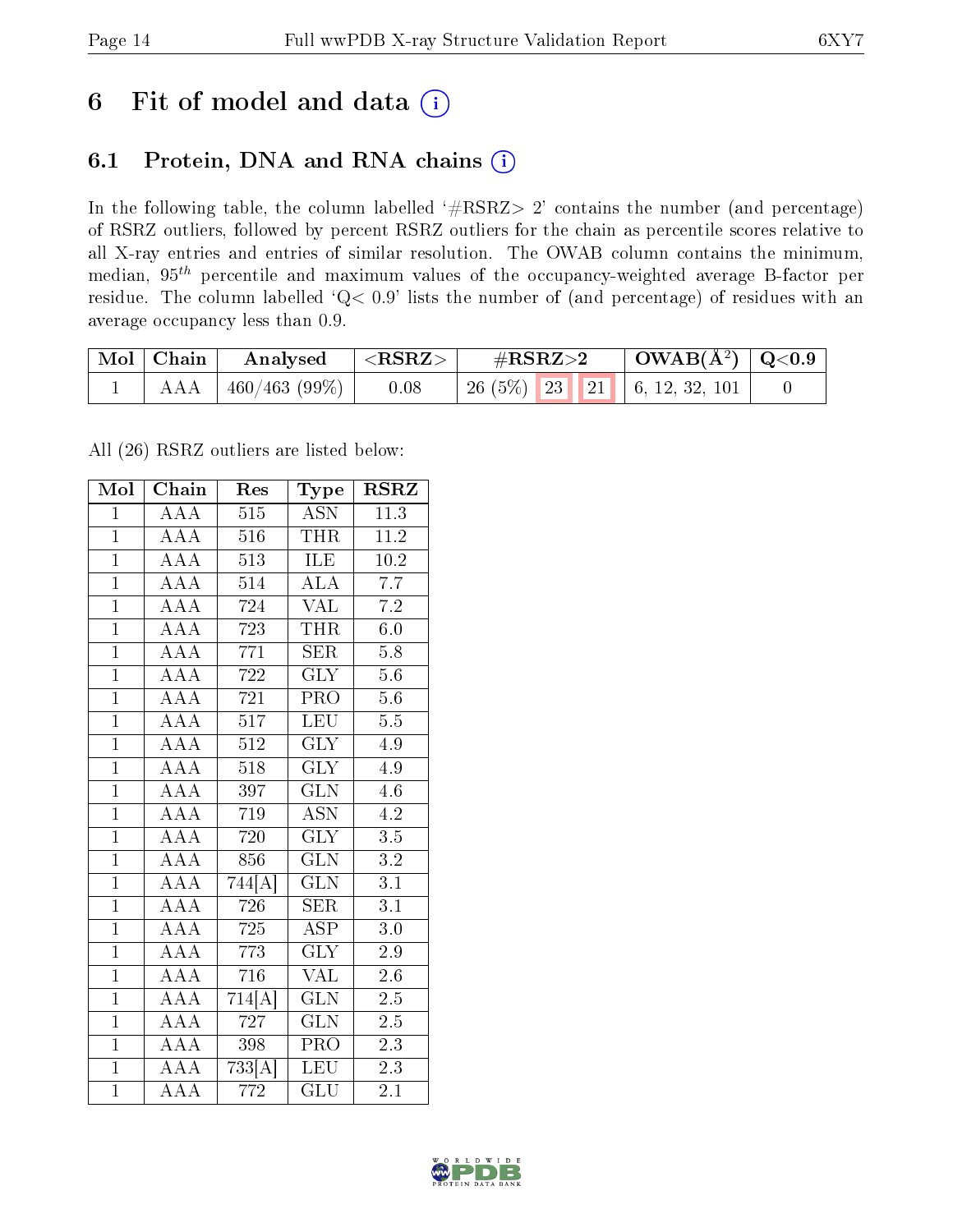# 6 Fit of model and data (i)

## 6.1 Protein, DNA and RNA chains (i)

In the following table, the column labelled '#RSRZ> 2' contains the number (and percentage) of RSRZ outliers, followed by percent RSRZ outliers for the chain as percentile scores relative to all X-ray entries and entries of similar resolution. The OWAB column contains the minimum, median, $95^{th}$ percentile and maximum values of the occupancy-weighted average B-factor per residue. The column labelled 'Q< 0.9' lists the number of (and percentage) of residues with an average occupancy less than 0.9.

| Mol | Chain | Analysed | <RSRZ> | #RSRZ>2 | | | OWAB(Å$^2$) | Q<0.9 |
|---|---|---|---|---|---|---|---|---|
| 1 | AAA | 460/463 (99%) | 0.08 | 26 (5%) | 23 | 21 | 6, 12, 32, 101 | 0 |

All (26) RSRZ outliers are listed below:

| Mol | Chain | Res | Type | RSRZ |
|---|---|---|---|---|
| 1 | AAA | 515 | ASN | 11.3 |
| 1 | AAA | 516 | THR | 11.2 |
| 1 | AAA | 513 | ILE | 10.2 |
| 1 | AAA | 514 | ALA | 7.7 |
| 1 | AAA | 724 | VAL | 7.2 |
| 1 | AAA | 723 | THR | 6.0 |
| 1 | AAA | 771 | SER | 5.8 |
| 1 | AAA | 722 | GLY | 5.6 |
| 1 | AAA | 721 | PRO | 5.6 |
| 1 | AAA | 517 | LEU | 5.5 |
| 1 | AAA | 512 | GLY | 4.9 |
| 1 | AAA | 518 | GLY | 4.9 |
| 1 | AAA | 397 | GLN | 4.6 |
| 1 | AAA | 719 | ASN | 4.2 |
| 1 | AAA | 720 | GLY | 3.5 |
| 1 | AAA | 856 | GLN | 3.2 |
| 1 | AAA | 744[A] | GLN | 3.1 |
| 1 | AAA | 726 | SER | 3.1 |
| 1 | AAA | 725 | ASP | 3.0 |
| 1 | AAA | 773 | GLY | 2.9 |
| 1 | AAA | 716 | VAL | 2.6 |
| 1 | AAA | 714[A] | GLN | 2.5 |
| 1 | AAA | 727 | GLN | 2.5 |
| 1 | AAA | 398 | PRO | 2.3 |
| 1 | AAA | 733[A] | LEU | 2.3 |
| 1 | AAA | 772 | GLU | 2.1 |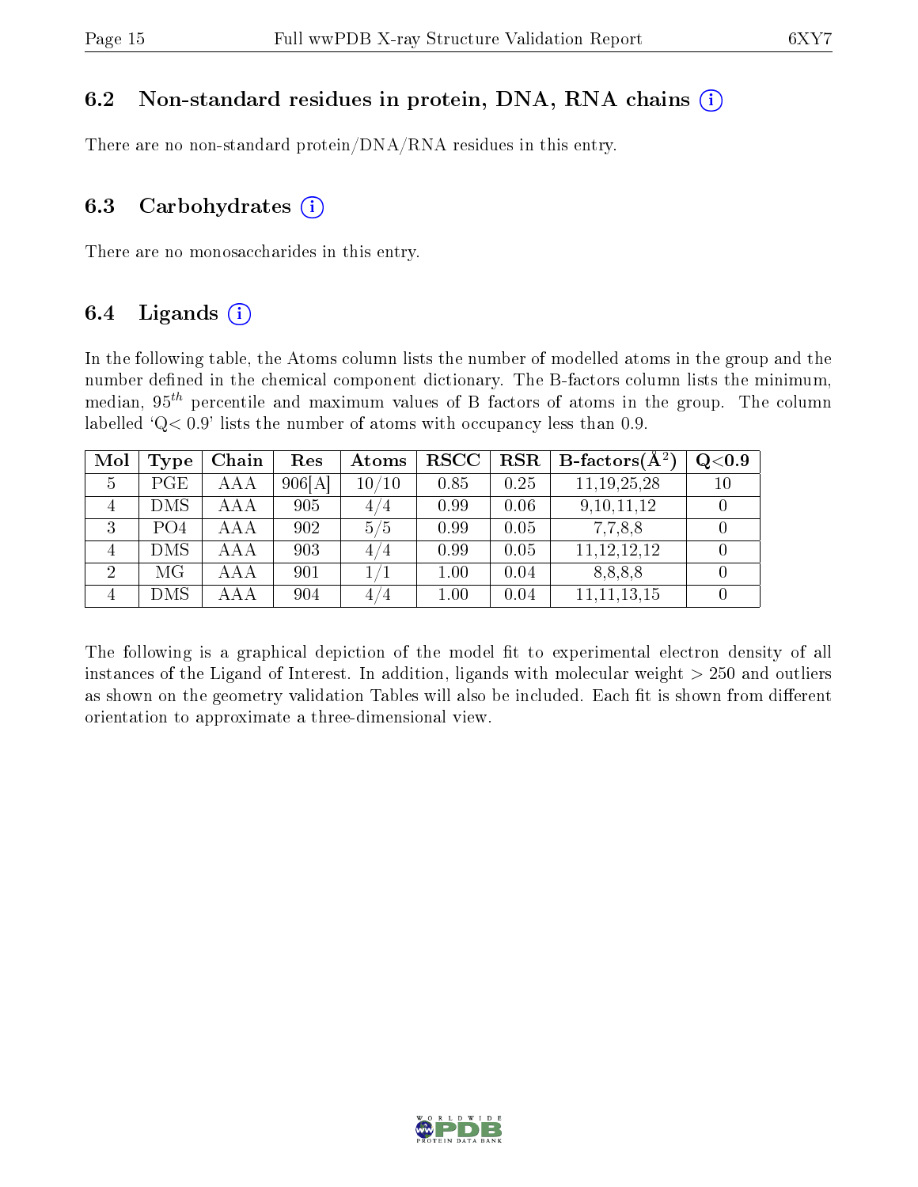### 6.2 Non-standard residues in protein, DNA, RNA chains

There are no non-standard protein/DNA/RNA residues in this entry.

### 6.3 Carbohydrates

There are no monosaccharides in this entry.

### 6.4 Ligands

In the following table, the Atoms column lists the number of modelled atoms in the group and the number defined in the chemical component dictionary. The B-factors column lists the minimum, median, $95^{th}$ percentile and maximum values of B factors of atoms in the group. The column labelled 'Q< 0.9' lists the number of atoms with occupancy less than 0.9.

| Mol | Type | Chain | Res | Atoms | RSCC | RSR | B-factors($Å^2$) | Q<0.9 |
|---|---|---|---|---|---|---|---|---|
| 5 | PGE | AAA | 906[A] | 10/10 | 0.85 | 0.25 | 11,19,25,28 | 10 |
| 4 | DMS | AAA | 905 | 4/4 | 0.99 | 0.06 | 9,10,11,12 | 0 |
| 3 | PO4 | AAA | 902 | 5/5 | 0.99 | 0.05 | 7,7,8,8 | 0 |
| 4 | DMS | AAA | 903 | 4/4 | 0.99 | 0.05 | 11,12,12,12 | 0 |
| 2 | MG | AAA | 901 | 1/1 | 1.00 | 0.04 | 8,8,8,8 | 0 |
| 4 | DMS | AAA | 904 | 4/4 | 1.00 | 0.04 | 11,11,13,15 | 0 |

The following is a graphical depiction of the model fit to experimental electron density of all instances of the Ligand of Interest. In addition, ligands with molecular weight > 250 and outliers as shown on the geometry validation Tables will also be included. Each fit is shown from different orientation to approximate a three-dimensional view.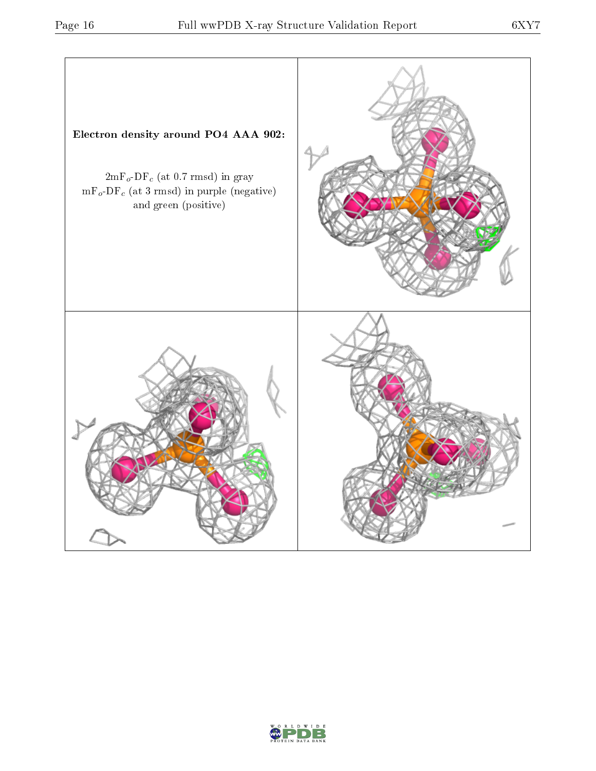**Electron density around PO4 AAA 902:**

$2mF_o$-$DF_c$ (at 0.7 rmsd) in gray
$mF_o$-$DF_c$ (at 3 rmsd) in purple (negative)
and green (positive)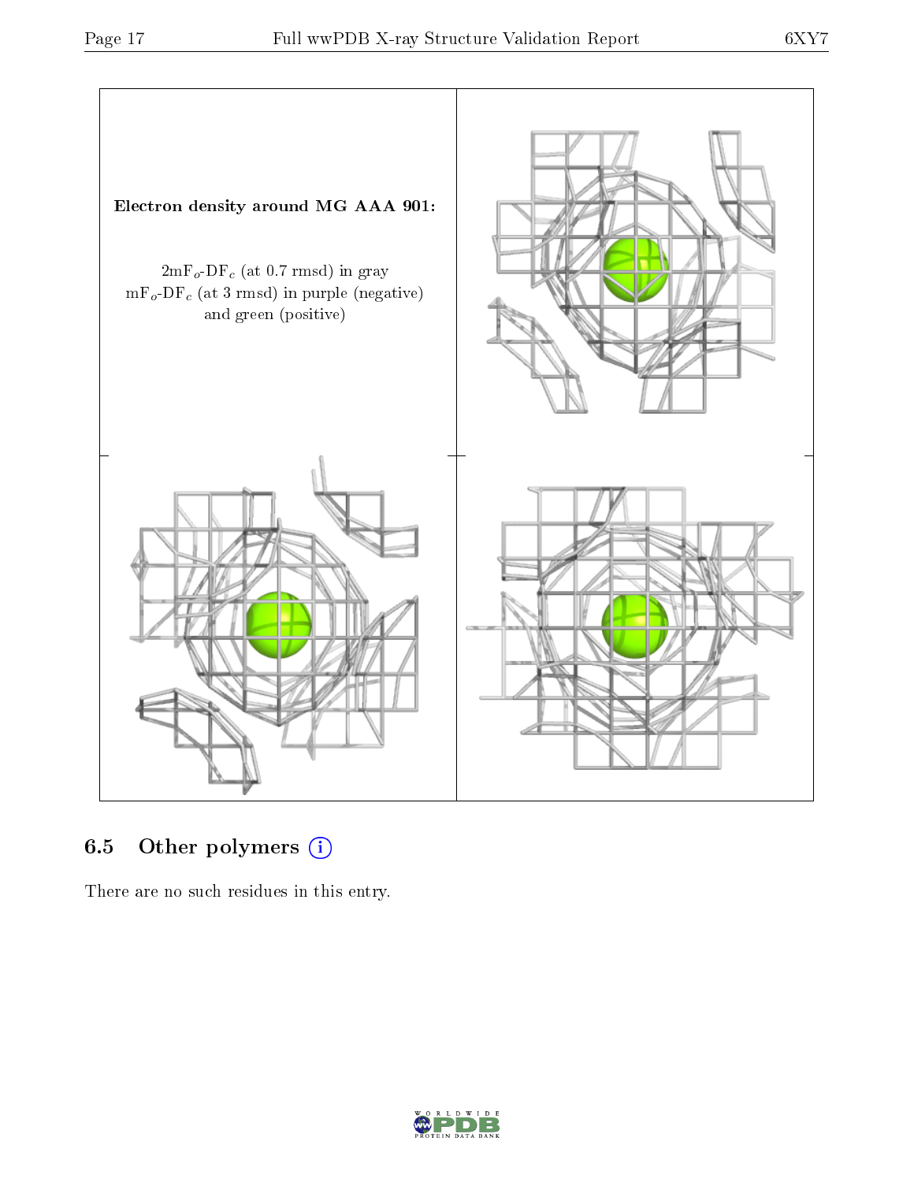**Electron density around MG AAA 901:**

$2mF_o$-$DF_c$ (at 0.7 rmsd) in gray
$mF_o$-$DF_c$ (at 3 rmsd) in purple (negative)
and green (positive)

### 6.5 Other polymers

There are no such residues in this entry.